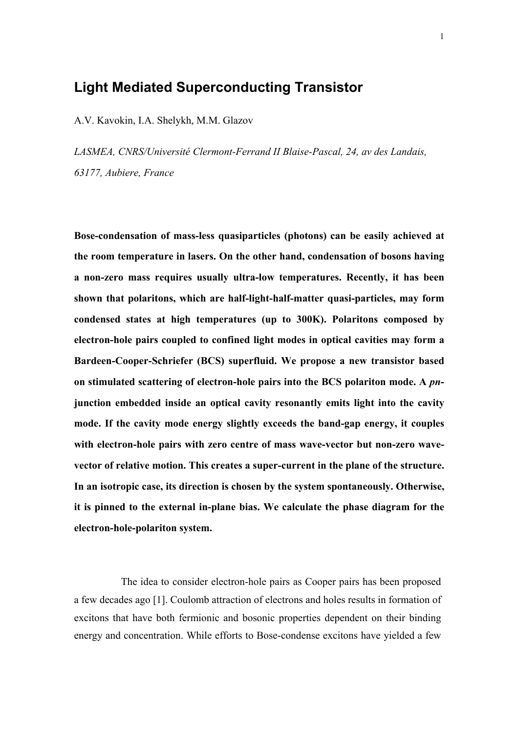# Light Mediated Superconducting Transistor

A.V. Kavokin, I.A. Shelykh, M.M. Glazov

*LASMEA, CNRS/Université Clermont-Ferrand II Blaise-Pascal, 24, av des Landais, 63177, Aubiere, France*

**Bose-condensation of mass-less quasiparticles (photons) can be easily achieved at the room temperature in lasers. On the other hand, condensation of bosons having a non-zero mass requires usually ultra-low temperatures. Recently, it has been shown that polaritons, which are half-light-half-matter quasi-particles, may form condensed states at high temperatures (up to 300K). Polaritons composed by electron-hole pairs coupled to confined light modes in optical cavities may form a Bardeen-Cooper-Schriefer (BCS) superfluid. We propose a new transistor based on stimulated scattering of electron-hole pairs into the BCS polariton mode. A *pn*-junction embedded inside an optical cavity resonantly emits light into the cavity mode. If the cavity mode energy slightly exceeds the band-gap energy, it couples with electron-hole pairs with zero centre of mass wave-vector but non-zero wave-vector of relative motion. This creates a super-current in the plane of the structure. In an isotropic case, its direction is chosen by the system spontaneously. Otherwise, it is pinned to the external in-plane bias. We calculate the phase diagram for the electron-hole-polariton system.**

The idea to consider electron-hole pairs as Cooper pairs has been proposed a few decades ago [1]. Coulomb attraction of electrons and holes results in formation of excitons that have both fermionic and bosonic properties dependent on their binding energy and concentration. While efforts to Bose-condense excitons have yielded a few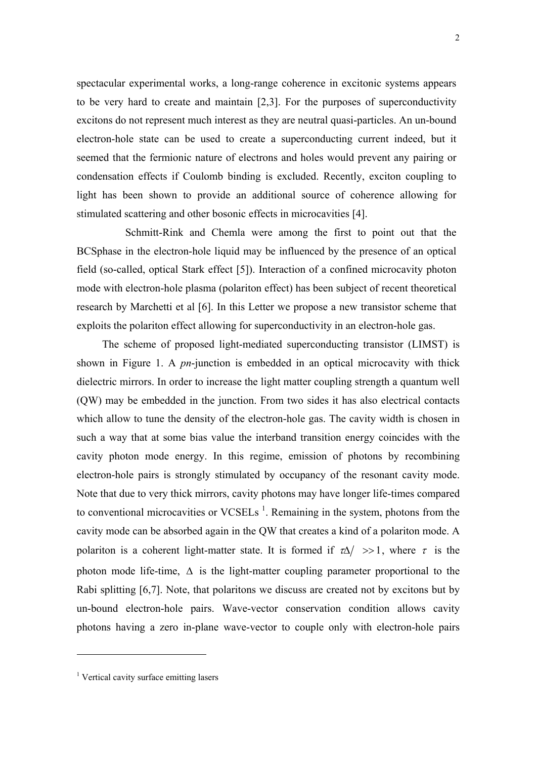spectacular experimental works, a long-range coherence in excitonic systems appears to be very hard to create and maintain [2,3]. For the purposes of superconductivity excitons do not represent much interest as they are neutral quasi-particles. An un-bound electron-hole state can be used to create a superconducting current indeed, but it seemed that the fermionic nature of electrons and holes would prevent any pairing or condensation effects if Coulomb binding is excluded. Recently, exciton coupling to light has been shown to provide an additional source of coherence allowing for stimulated scattering and other bosonic effects in microcavities [4].

Schmitt-Rink and Chemla were among the first to point out that the BCSphase in the electron-hole liquid may be influenced by the presence of an optical field (so-called, optical Stark effect [5]). Interaction of a confined microcavity photon mode with electron-hole plasma (polariton effect) has been subject of recent theoretical research by Marchetti et al [6]. In this Letter we propose a new transistor scheme that exploits the polariton effect allowing for superconductivity in an electron-hole gas.

The scheme of proposed light-mediated superconducting transistor (LIMST) is shown in Figure 1. A *pn*-junction is embedded in an optical microcavity with thick dielectric mirrors. In order to increase the light matter coupling strength a quantum well (QW) may be embedded in the junction. From two sides it has also electrical contacts which allow to tune the density of the electron-hole gas. The cavity width is chosen in such a way that at some bias value the interband transition energy coincides with the cavity photon mode energy. In this regime, emission of photons by recombining electron-hole pairs is strongly stimulated by occupancy of the resonant cavity mode. Note that due to very thick mirrors, cavity photons may have longer life-times compared to conventional microcavities or VCSELs [1]. Remaining in the system, photons from the cavity mode can be absorbed again in the QW that creates a kind of a polariton mode. A polariton is a coherent light-matter state. It is formed if $\tau\Delta/\ \gg 1$, where $\tau$ is the photon mode life-time, $\Delta$ is the light-matter coupling parameter proportional to the Rabi splitting [6,7]. Note, that polaritons we discuss are created not by excitons but by un-bound electron-hole pairs. Wave-vector conservation condition allows cavity photons having a zero in-plane wave-vector to couple only with electron-hole pairs

[1] Vertical cavity surface emitting lasers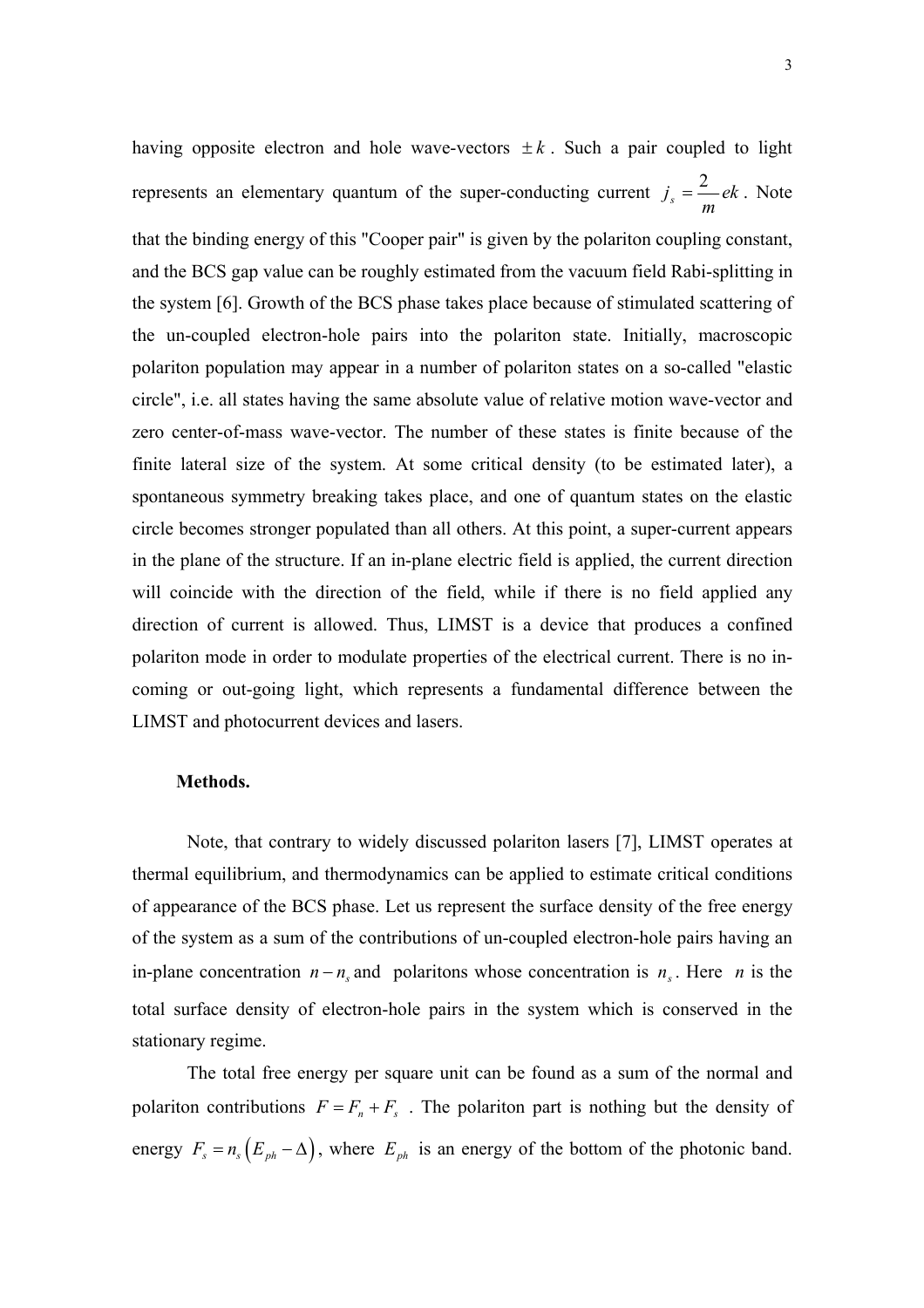having opposite electron and hole wave-vectors $\pm k$. Such a pair coupled to light represents an elementary quantum of the super-conducting current $j_s = \frac{2}{m} ek$. Note that the binding energy of this "Cooper pair" is given by the polariton coupling constant, and the BCS gap value can be roughly estimated from the vacuum field Rabi-splitting in the system [6]. Growth of the BCS phase takes place because of stimulated scattering of the un-coupled electron-hole pairs into the polariton state. Initially, macroscopic polariton population may appear in a number of polariton states on a so-called "elastic circle", i.e. all states having the same absolute value of relative motion wave-vector and zero center-of-mass wave-vector. The number of these states is finite because of the finite lateral size of the system. At some critical density (to be estimated later), a spontaneous symmetry breaking takes place, and one of quantum states on the elastic circle becomes stronger populated than all others. At this point, a super-current appears in the plane of the structure. If an in-plane electric field is applied, the current direction will coincide with the direction of the field, while if there is no field applied any direction of current is allowed. Thus, LIMST is a device that produces a confined polariton mode in order to modulate properties of the electrical current. There is no in-coming or out-going light, which represents a fundamental difference between the LIMST and photocurrent devices and lasers.

**Methods.**

Note, that contrary to widely discussed polariton lasers [7], LIMST operates at thermal equilibrium, and thermodynamics can be applied to estimate critical conditions of appearance of the BCS phase. Let us represent the surface density of the free energy of the system as a sum of the contributions of un-coupled electron-hole pairs having an in-plane concentration $n - n_s$ and polaritons whose concentration is $n_s$. Here $n$ is the total surface density of electron-hole pairs in the system which is conserved in the stationary regime.

The total free energy per square unit can be found as a sum of the normal and polariton contributions $F = F_n + F_s$. The polariton part is nothing but the density of energy $F_s = n_s \left( E_{ph} - \Delta \right)$, where $E_{ph}$ is an energy of the bottom of the photonic band.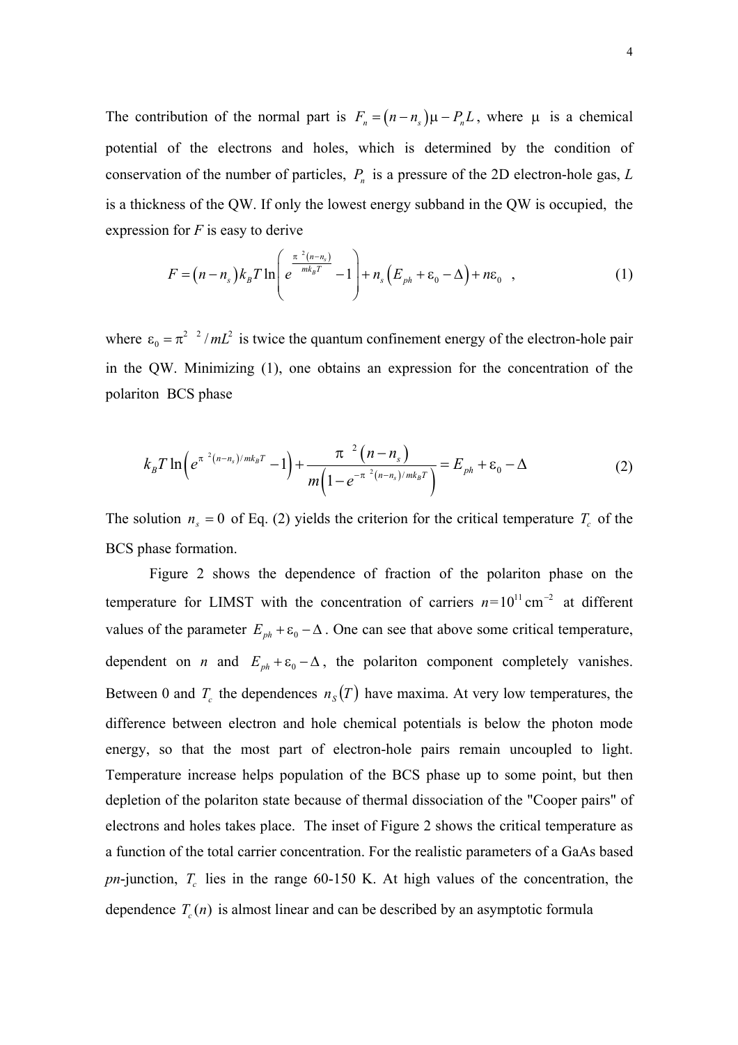The contribution of the normal part is $F_n = (n - n_s)\mu - P_n L$, where $\mu$ is a chemical potential of the electrons and holes, which is determined by the condition of conservation of the number of particles, $P_n$ is a pressure of the 2D electron-hole gas, $L$ is a thickness of the QW. If only the lowest energy subband in the QW is occupied, the expression for $F$ is easy to derive

$$F = (n - n_s) k_B T \ln\left( e^{\frac{\pi\hbar^2 (n-n_s)}{m k_B T}} - 1 \right) + n_s \left( E_{ph} + \varepsilon_0 - \Delta \right) + n\varepsilon_0 \quad , \tag{1}$$

where $\varepsilon_0 = \pi^2 \hbar^2 / mL^2$ is twice the quantum confinement energy of the electron-hole pair in the QW. Minimizing (1), one obtains an expression for the concentration of the polariton BCS phase

$$k_B T \ln\left( e^{\pi\hbar^2 (n-n_s)/m k_B T} - 1 \right) + \frac{\pi\hbar^2 (n - n_s)}{m\left( 1 - e^{-\pi\hbar^2 (n-n_s)/m k_B T} \right)} = E_{ph} + \varepsilon_0 - \Delta \tag{2}$$

The solution $n_s = 0$ of Eq. (2) yields the criterion for the critical temperature $T_c$ of the BCS phase formation.

Figure 2 shows the dependence of fraction of the polariton phase on the temperature for LIMST with the concentration of carriers $n = 10^{11}\,\text{cm}^{-2}$ at different values of the parameter $E_{ph} + \varepsilon_0 - \Delta$. One can see that above some critical temperature, dependent on $n$ and $E_{ph} + \varepsilon_0 - \Delta$, the polariton component completely vanishes. Between 0 and $T_c$ the dependences $n_S(T)$ have maxima. At very low temperatures, the difference between electron and hole chemical potentials is below the photon mode energy, so that the most part of electron-hole pairs remain uncoupled to light. Temperature increase helps population of the BCS phase up to some point, but then depletion of the polariton state because of thermal dissociation of the "Cooper pairs" of electrons and holes takes place. The inset of Figure 2 shows the critical temperature as a function of the total carrier concentration. For the realistic parameters of a GaAs based *pn*-junction, $T_c$ lies in the range 60-150 K. At high values of the concentration, the dependence $T_c(n)$ is almost linear and can be described by an asymptotic formula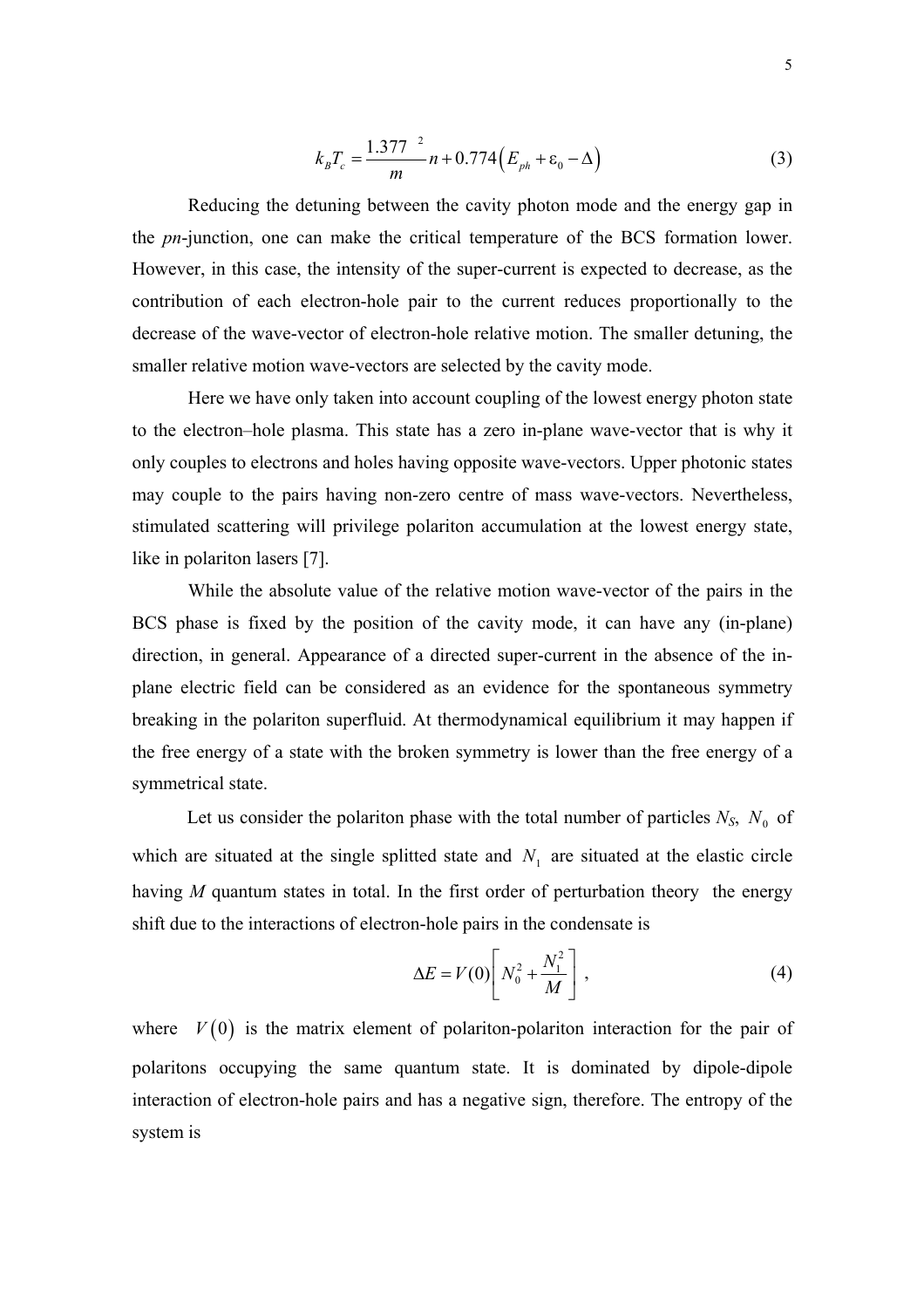$$k_B T_c = \frac{1.377\ {}^{2}}{m} n + 0.774\left(E_{ph} + \varepsilon_0 - \Delta\right) \tag{3}$$

Reducing the detuning between the cavity photon mode and the energy gap in the *pn*-junction, one can make the critical temperature of the BCS formation lower. However, in this case, the intensity of the super-current is expected to decrease, as the contribution of each electron-hole pair to the current reduces proportionally to the decrease of the wave-vector of electron-hole relative motion. The smaller detuning, the smaller relative motion wave-vectors are selected by the cavity mode.

Here we have only taken into account coupling of the lowest energy photon state to the electron–hole plasma. This state has a zero in-plane wave-vector that is why it only couples to electrons and holes having opposite wave-vectors. Upper photonic states may couple to the pairs having non-zero centre of mass wave-vectors. Nevertheless, stimulated scattering will privilege polariton accumulation at the lowest energy state, like in polariton lasers [7].

While the absolute value of the relative motion wave-vector of the pairs in the BCS phase is fixed by the position of the cavity mode, it can have any (in-plane) direction, in general. Appearance of a directed super-current in the absence of the in-plane electric field can be considered as an evidence for the spontaneous symmetry breaking in the polariton superfluid. At thermodynamical equilibrium it may happen if the free energy of a state with the broken symmetry is lower than the free energy of a symmetrical state.

Let us consider the polariton phase with the total number of particles $N_S$, $N_0$ of which are situated at the single splitted state and $N_1$ are situated at the elastic circle having $M$ quantum states in total. In the first order of perturbation theory the energy shift due to the interactions of electron-hole pairs in the condensate is

$$\Delta E = V(0)\left[N_0^2 + \frac{N_1^2}{M}\right], \tag{4}$$

where $V(0)$ is the matrix element of polariton-polariton interaction for the pair of polaritons occupying the same quantum state. It is dominated by dipole-dipole interaction of electron-hole pairs and has a negative sign, therefore. The entropy of the system is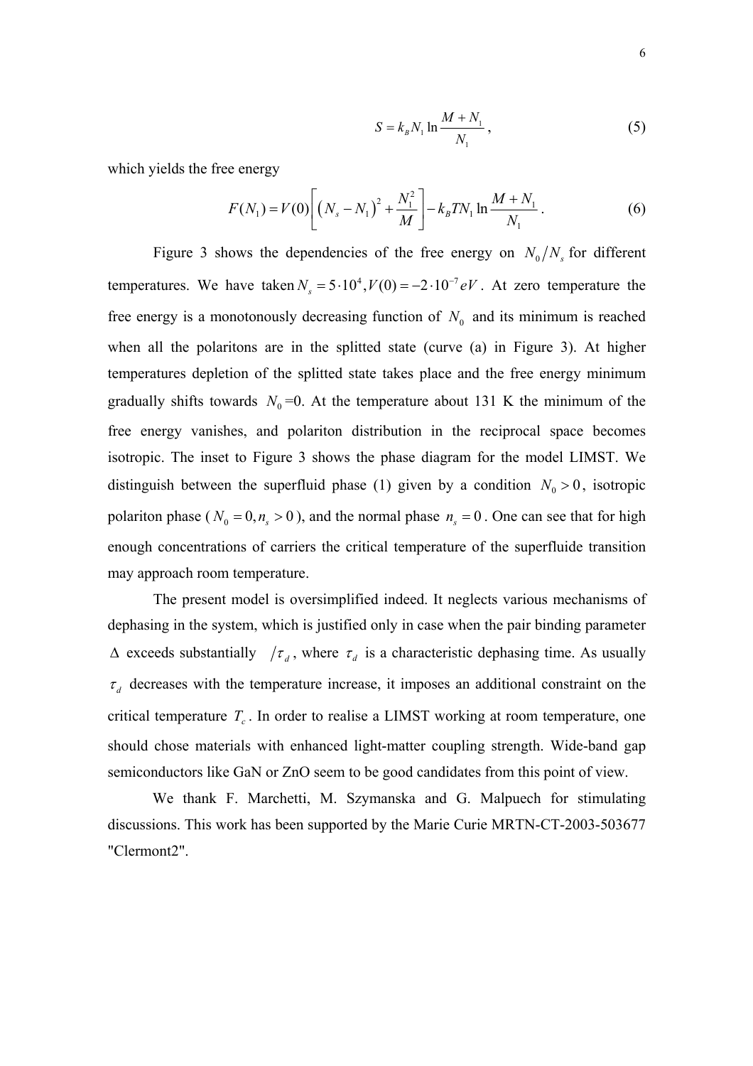$$S = k_B N_1 \ln \frac{M + N_1}{N_1}, \tag{5}$$

which yields the free energy

$$F(N_1) = V(0)\left[\left(N_s - N_1\right)^2 + \frac{N_1^2}{M}\right] - k_B T N_1 \ln \frac{M + N_1}{N_1}. \tag{6}$$

Figure 3 shows the dependencies of the free energy on $N_0/N_s$ for different temperatures. We have taken $N_s = 5 \cdot 10^4, V(0) = -2 \cdot 10^{-7} eV$. At zero temperature the free energy is a monotonously decreasing function of $N_0$ and its minimum is reached when all the polaritons are in the splitted state (curve (a) in Figure 3). At higher temperatures depletion of the splitted state takes place and the free energy minimum gradually shifts towards $N_0$=0. At the temperature about 131 K the minimum of the free energy vanishes, and polariton distribution in the reciprocal space becomes isotropic. The inset to Figure 3 shows the phase diagram for the model LIMST. We distinguish between the superfluid phase (1) given by a condition $N_0 > 0$, isotropic polariton phase ($N_0 = 0, n_s > 0$), and the normal phase $n_s = 0$. One can see that for high enough concentrations of carriers the critical temperature of the superfluide transition may approach room temperature.

The present model is oversimplified indeed. It neglects various mechanisms of dephasing in the system, which is justified only in case when the pair binding parameter $\Delta$ exceeds substantially $\hbar/\tau_d$, where $\tau_d$ is a characteristic dephasing time. As usually $\tau_d$ decreases with the temperature increase, it imposes an additional constraint on the critical temperature $T_c$. In order to realise a LIMST working at room temperature, one should chose materials with enhanced light-matter coupling strength. Wide-band gap semiconductors like GaN or ZnO seem to be good candidates from this point of view.

We thank F. Marchetti, M. Szymanska and G. Malpuech for stimulating discussions. This work has been supported by the Marie Curie MRTN-CT-2003-503677 "Clermont2".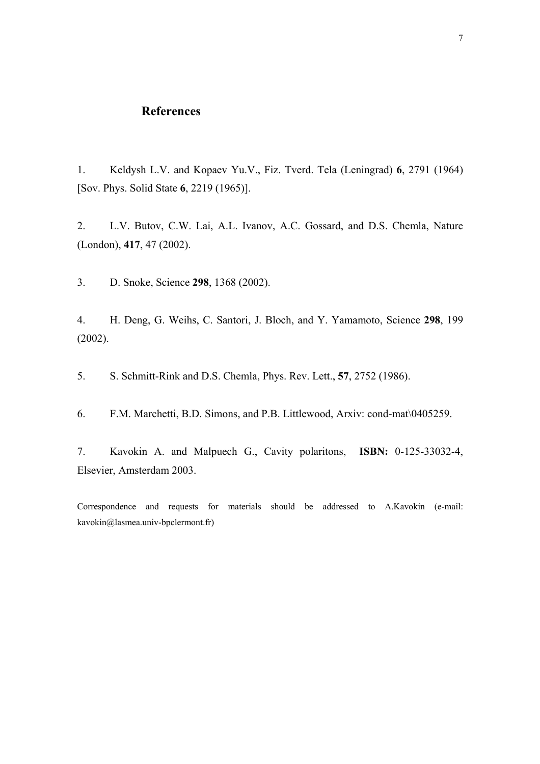## References

1. Keldysh L.V. and Kopaev Yu.V., Fiz. Tverd. Tela (Leningrad) **6**, 2791 (1964) [Sov. Phys. Solid State **6**, 2219 (1965)].

2. L.V. Butov, C.W. Lai, A.L. Ivanov, A.C. Gossard, and D.S. Chemla, Nature (London), **417**, 47 (2002).

3. D. Snoke, Science **298**, 1368 (2002).

4. H. Deng, G. Weihs, C. Santori, J. Bloch, and Y. Yamamoto, Science **298**, 199 (2002).

5. S. Schmitt-Rink and D.S. Chemla, Phys. Rev. Lett., **57**, 2752 (1986).

6. F.M. Marchetti, B.D. Simons, and P.B. Littlewood, Arxiv: cond-mat\0405259.

7. Kavokin A. and Malpuech G., Cavity polaritons, **ISBN:** 0-125-33032-4, Elsevier, Amsterdam 2003.

Correspondence and requests for materials should be addressed to A.Kavokin (e-mail: kavokin@lasmea.univ-bpclermont.fr)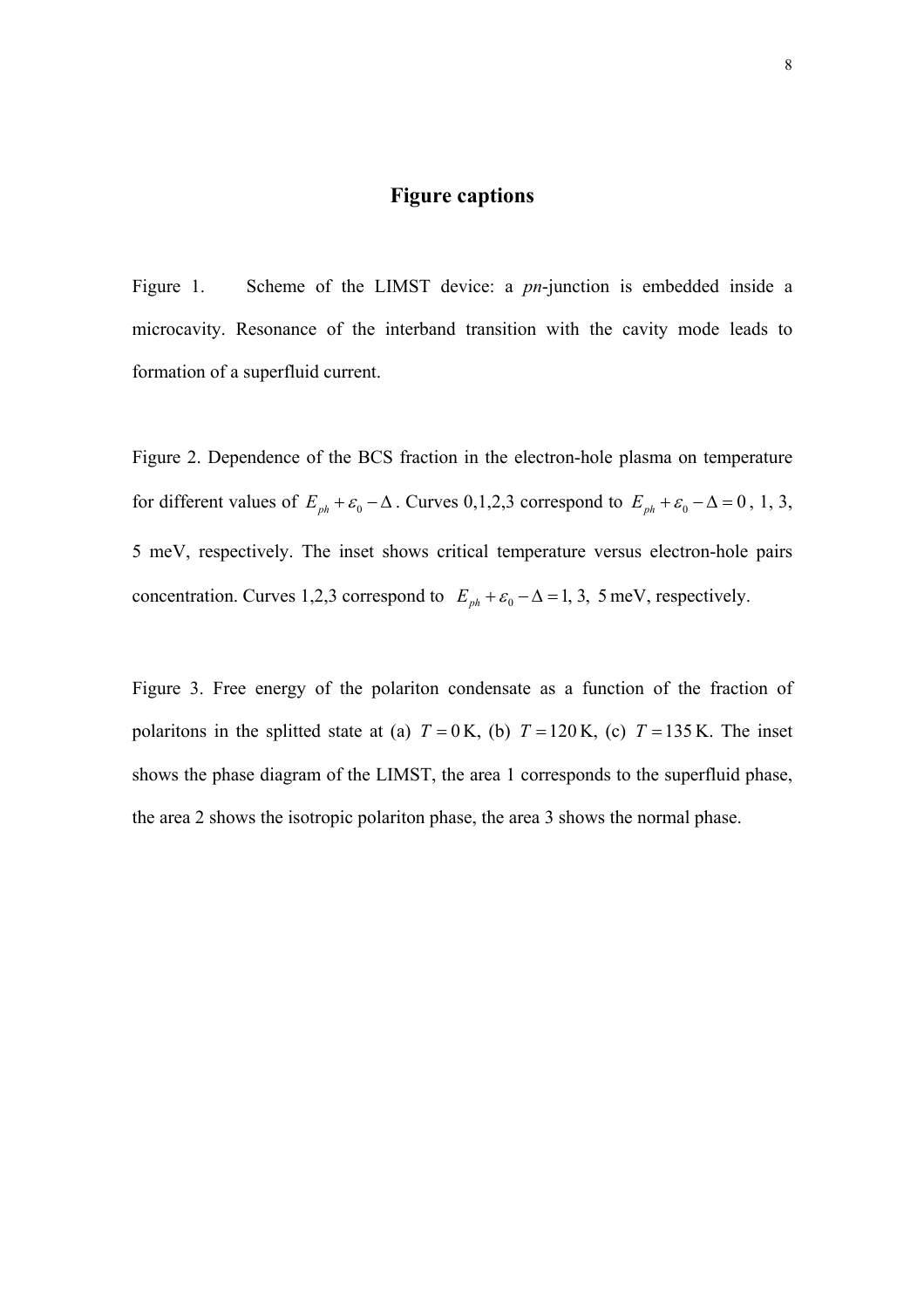## Figure captions

Figure 1. Scheme of the LIMST device: a *pn*-junction is embedded inside a microcavity. Resonance of the interband transition with the cavity mode leads to formation of a superfluid current.

Figure 2. Dependence of the BCS fraction in the electron-hole plasma on temperature for different values of $E_{ph} + \varepsilon_0 - \Delta$. Curves 0,1,2,3 correspond to $E_{ph} + \varepsilon_0 - \Delta = 0$, 1, 3, 5 meV, respectively. The inset shows critical temperature versus electron-hole pairs concentration. Curves 1,2,3 correspond to $E_{ph} + \varepsilon_0 - \Delta = 1,\ 3,\ 5\ \text{meV}$, respectively.

Figure 3. Free energy of the polariton condensate as a function of the fraction of polaritons in the splitted state at (a) $T = 0\,\text{K}$, (b) $T = 120\,\text{K}$, (c) $T = 135\,\text{K}$. The inset shows the phase diagram of the LIMST, the area 1 corresponds to the superfluid phase, the area 2 shows the isotropic polariton phase, the area 3 shows the normal phase.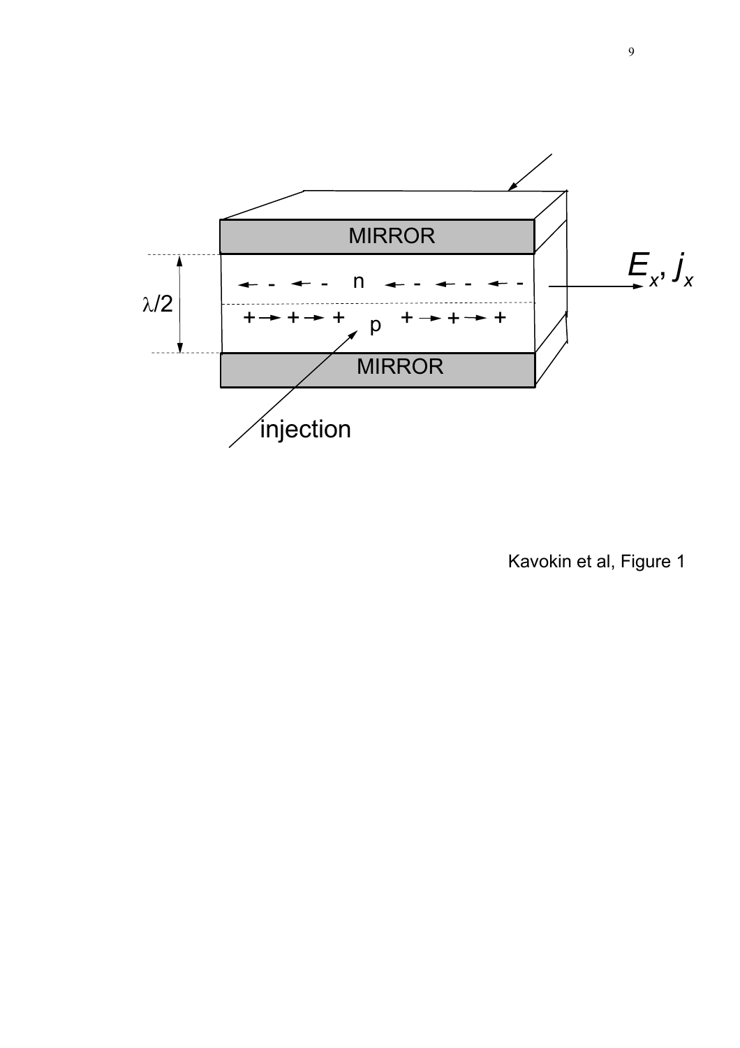Kavokin et al, Figure 1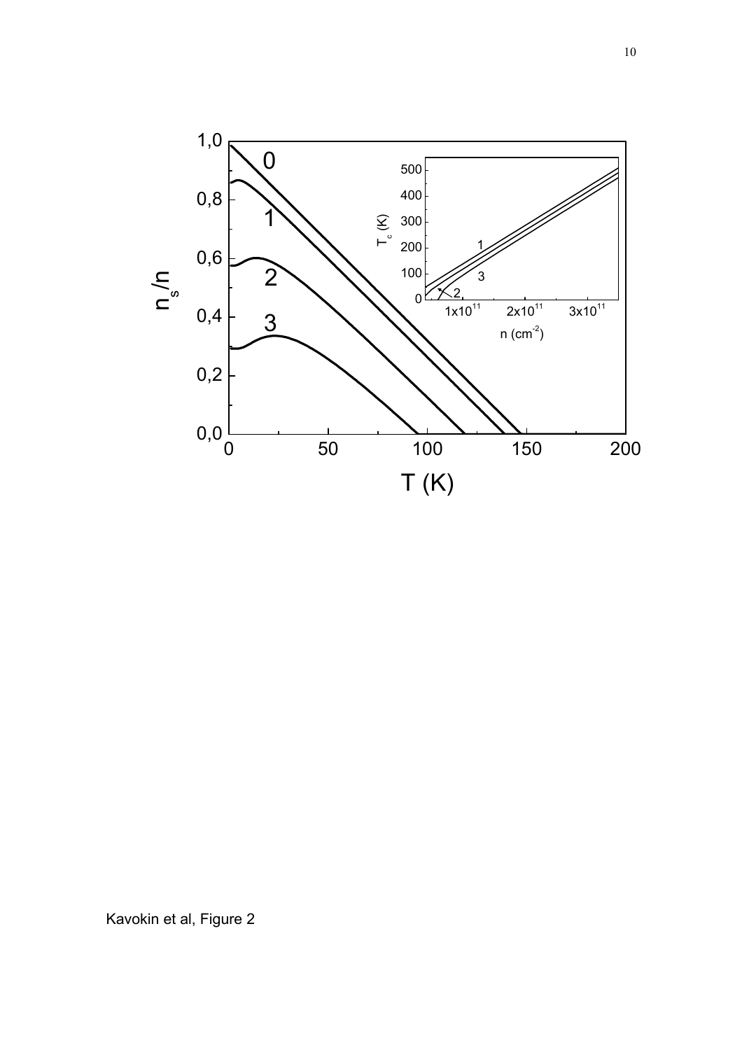Kavokin et al, Figure 2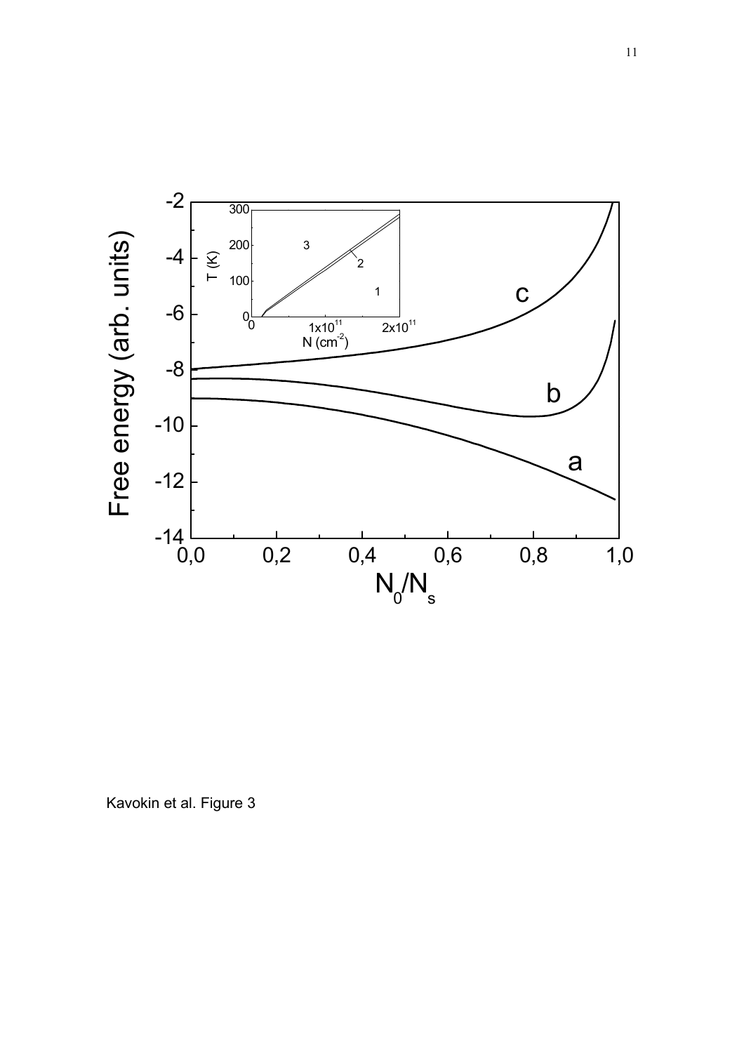Kavokin et al. Figure 3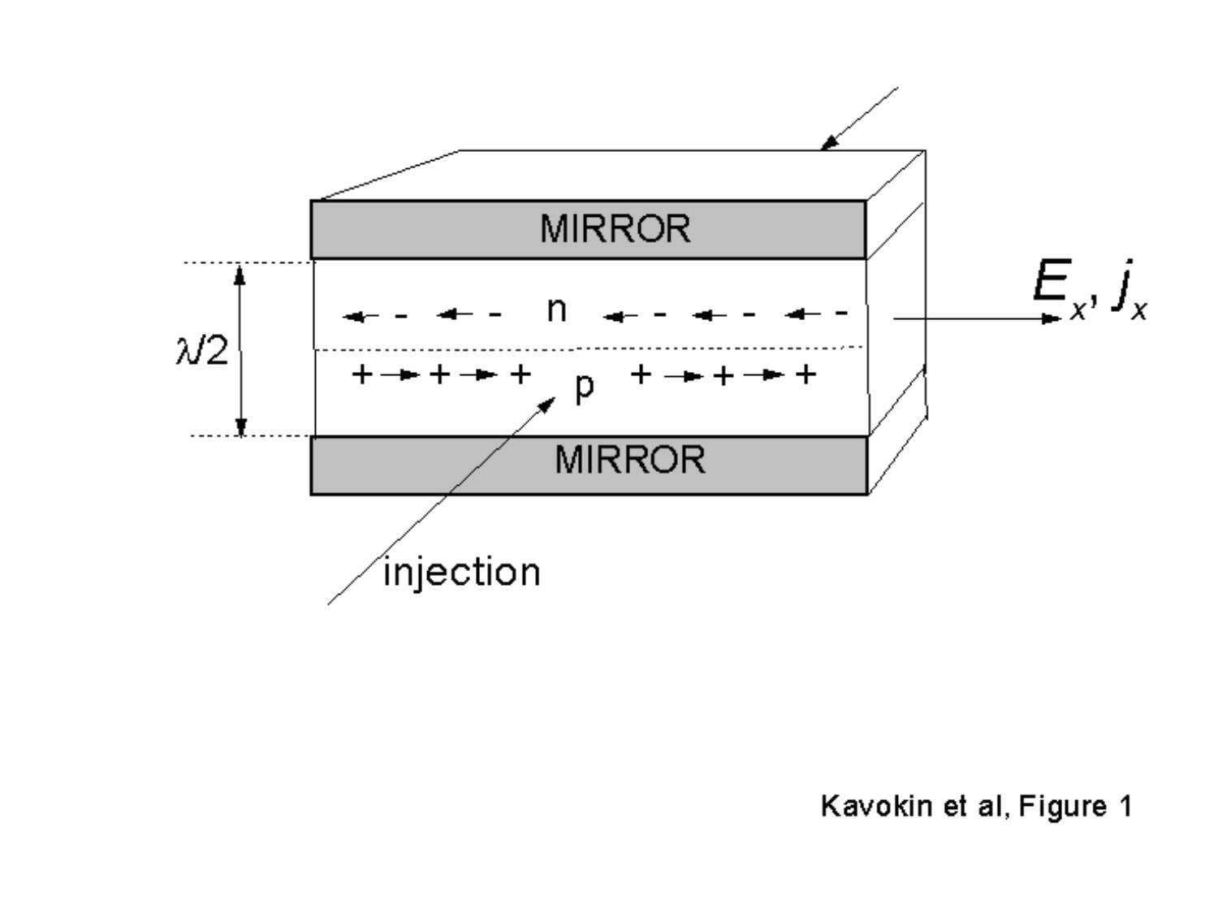Kavokin et al, Figure 1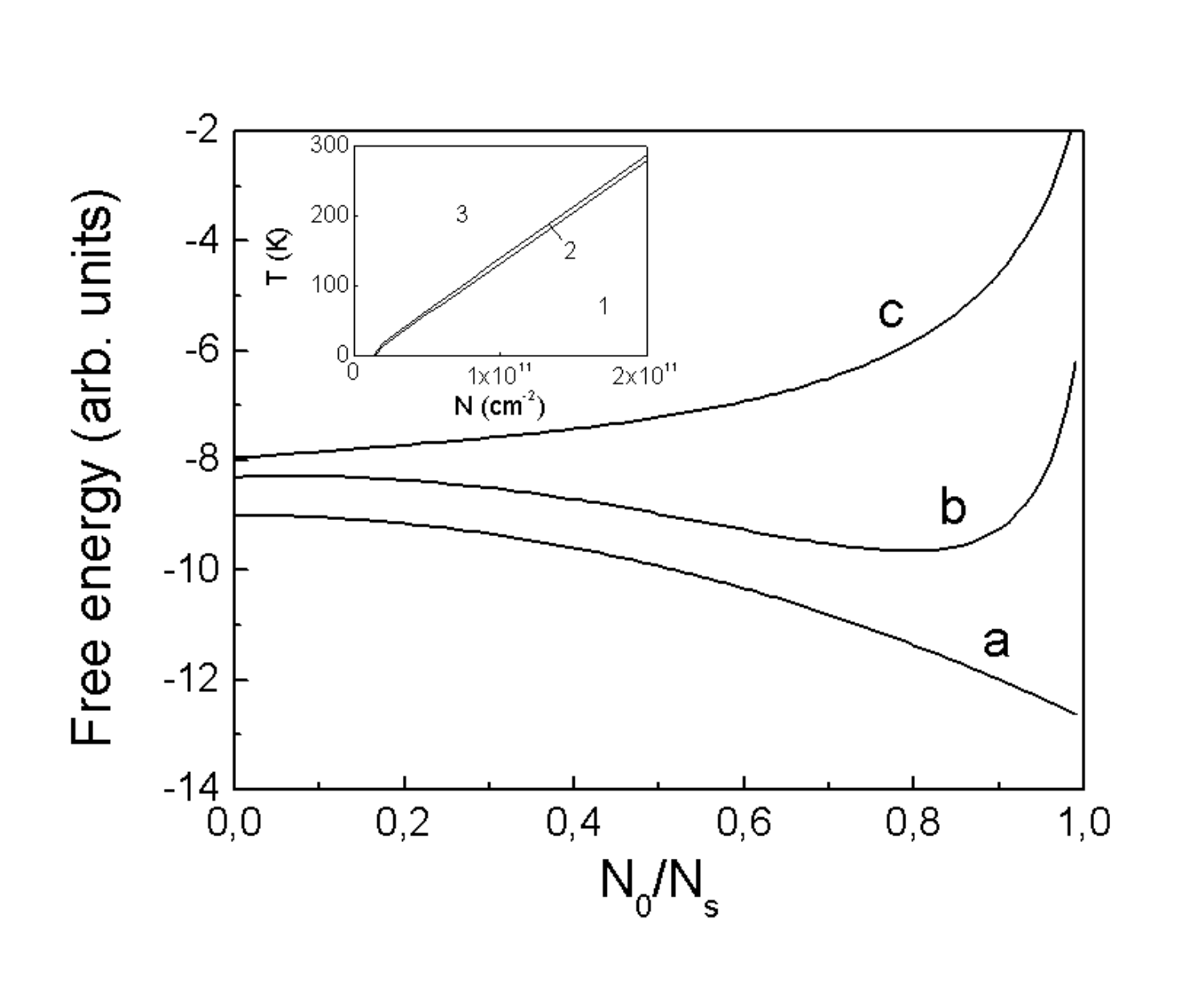Free energy (arb. units)

-2
-4
-6
-8
-10
-12
-14

0,0
0,2
0,4
0,6
0,8
1,0

$N_0/N_s$

a
b
c

T (K)

300
200
100
0

0
1x10$^{11}$
2x10$^{11}$

N (cm$^{-2}$)

3
2
1